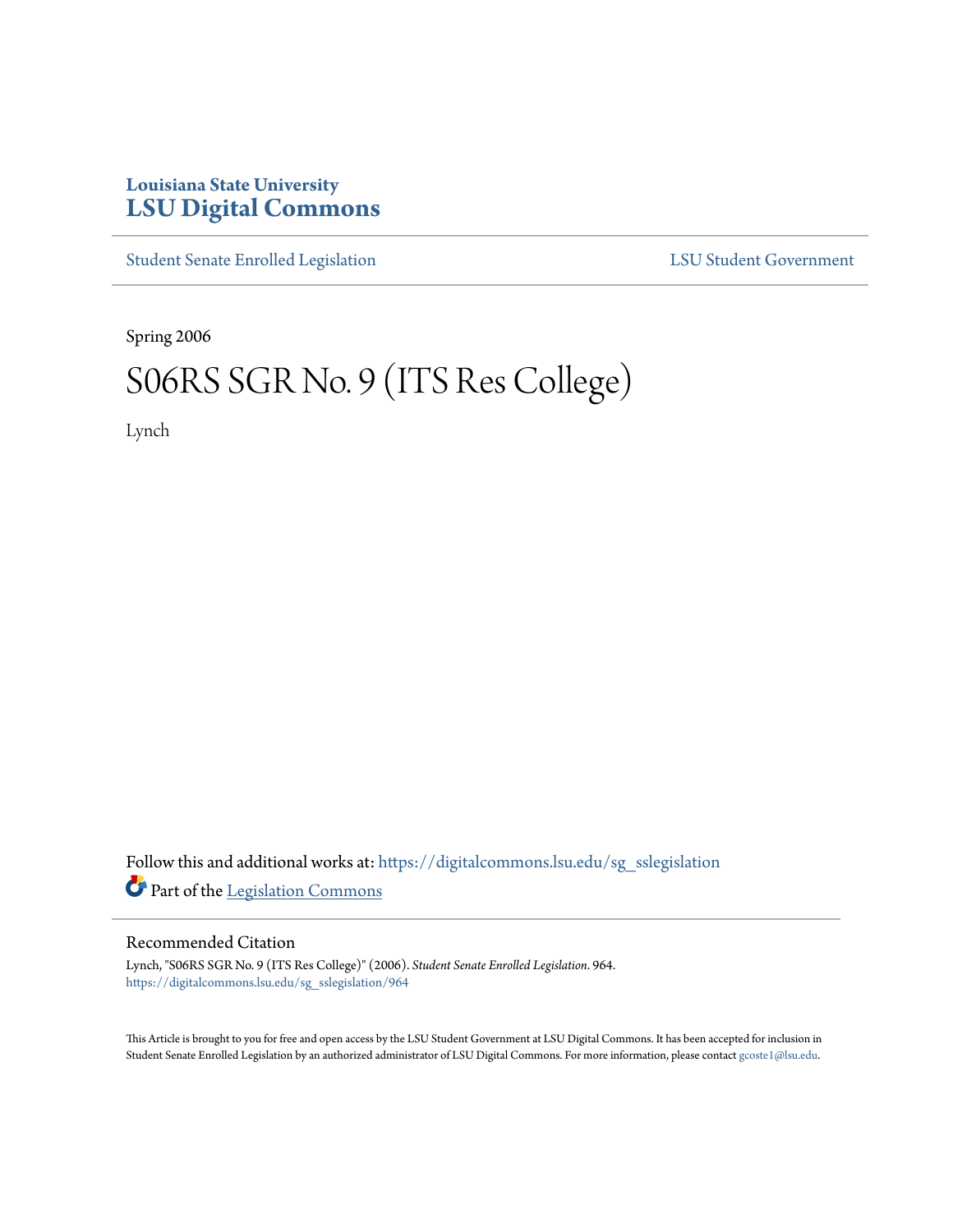**Louisiana State University**
**LSU Digital Commons**

Student Senate Enrolled Legislation | LSU Student Government

Spring 2006

# S06RS SGR No. 9 (ITS Res College)

Lynch

Follow this and additional works at: https://digitalcommons.lsu.edu/sg_sslegislation

Part of the Legislation Commons

## Recommended Citation

Lynch, "S06RS SGR No. 9 (ITS Res College)" (2006). *Student Senate Enrolled Legislation*. 964.
https://digitalcommons.lsu.edu/sg_sslegislation/964

This Article is brought to you for free and open access by the LSU Student Government at LSU Digital Commons. It has been accepted for inclusion in Student Senate Enrolled Legislation by an authorized administrator of LSU Digital Commons. For more information, please contact gcoste1@lsu.edu.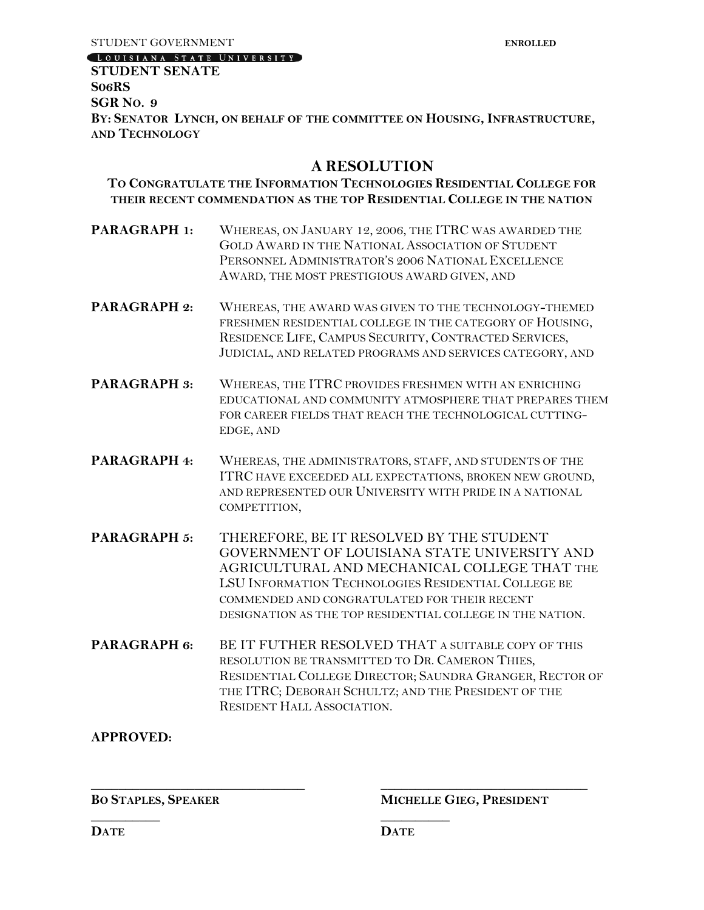STUDENT GOVERNMENT **ENROLLED**

LOUISIANA STATE UNIVERSITY

**STUDENT SENATE**

**S06RS**

**SGR NO. 9**

**BY: SENATOR LYNCH, ON BEHALF OF THE COMMITTEE ON HOUSING, INFRASTRUCTURE, AND TECHNOLOGY**

# A RESOLUTION

**TO CONGRATULATE THE INFORMATION TECHNOLOGIES RESIDENTIAL COLLEGE FOR THEIR RECENT COMMENDATION AS THE TOP RESIDENTIAL COLLEGE IN THE NATION**

**PARAGRAPH 1:** WHEREAS, ON JANUARY 12, 2006, THE ITRC WAS AWARDED THE GOLD AWARD IN THE NATIONAL ASSOCIATION OF STUDENT PERSONNEL ADMINISTRATOR'S 2006 NATIONAL EXCELLENCE AWARD, THE MOST PRESTIGIOUS AWARD GIVEN, AND

**PARAGRAPH 2:** WHEREAS, THE AWARD WAS GIVEN TO THE TECHNOLOGY-THEMED FRESHMEN RESIDENTIAL COLLEGE IN THE CATEGORY OF HOUSING, RESIDENCE LIFE, CAMPUS SECURITY, CONTRACTED SERVICES, JUDICIAL, AND RELATED PROGRAMS AND SERVICES CATEGORY, AND

**PARAGRAPH 3:** WHEREAS, THE ITRC PROVIDES FRESHMEN WITH AN ENRICHING EDUCATIONAL AND COMMUNITY ATMOSPHERE THAT PREPARES THEM FOR CAREER FIELDS THAT REACH THE TECHNOLOGICAL CUTTING-EDGE, AND

**PARAGRAPH 4:** WHEREAS, THE ADMINISTRATORS, STAFF, AND STUDENTS OF THE ITRC HAVE EXCEEDED ALL EXPECTATIONS, BROKEN NEW GROUND, AND REPRESENTED OUR UNIVERSITY WITH PRIDE IN A NATIONAL COMPETITION,

**PARAGRAPH 5:** THEREFORE, BE IT RESOLVED BY THE STUDENT GOVERNMENT OF LOUISIANA STATE UNIVERSITY AND AGRICULTURAL AND MECHANICAL COLLEGE THAT THE LSU INFORMATION TECHNOLOGIES RESIDENTIAL COLLEGE BE COMMENDED AND CONGRATULATED FOR THEIR RECENT DESIGNATION AS THE TOP RESIDENTIAL COLLEGE IN THE NATION.

**PARAGRAPH 6:** BE IT FUTHER RESOLVED THAT A SUITABLE COPY OF THIS RESOLUTION BE TRANSMITTED TO DR. CAMERON THIES, RESIDENTIAL COLLEGE DIRECTOR; SAUNDRA GRANGER, RECTOR OF THE ITRC; DEBORAH SCHULTZ; AND THE PRESIDENT OF THE RESIDENT HALL ASSOCIATION.

**APPROVED:**

______________________________ ______________________________

**BO STAPLES, SPEAKER** **MICHELLE GIEG, PRESIDENT**

__________ __________

**DATE** **DATE**